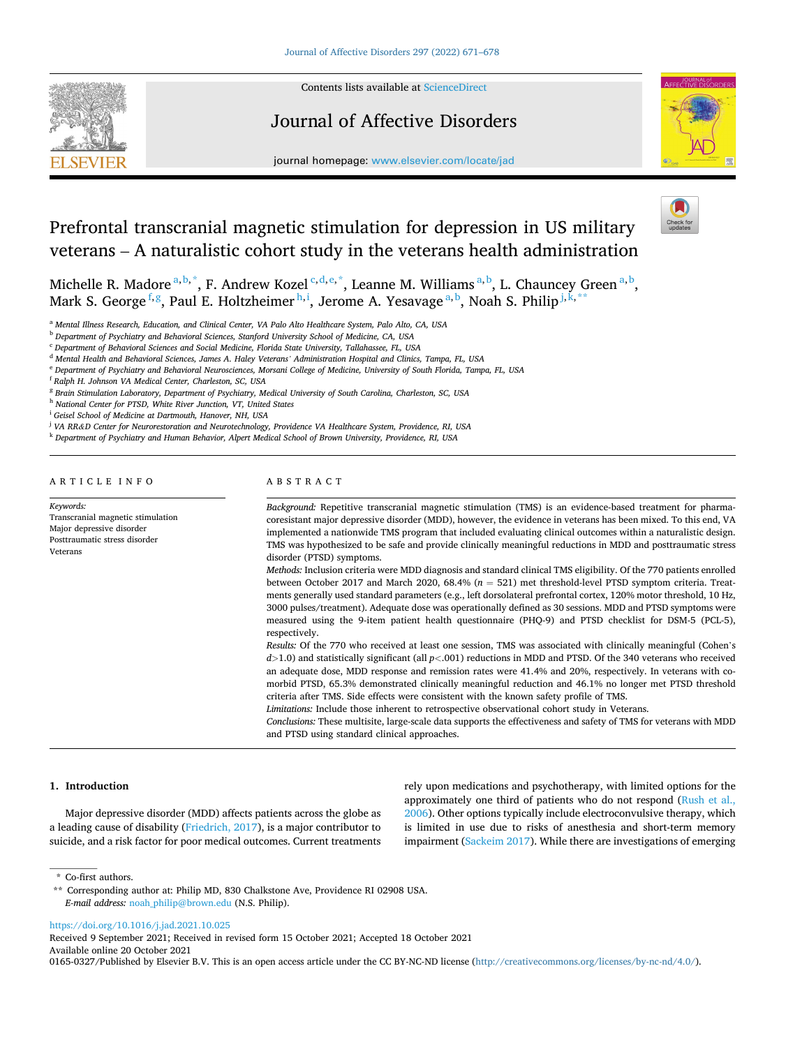# Prefrontal transcranial magnetic stimulation for depression in US military veterans – A naturalistic cohort study in the veterans health administration

Michelle R. Madore[a,b,*], F. Andrew Kozel[c,d,e,*], Leanne M. Williams[a,b], L. Chauncey Green[a,b], Mark S. George[f,g], Paul E. Holtzheimer[h,i], Jerome A. Yesavage[a,b], Noah S. Philip[j,k,**]

[a] Mental Illness Research, Education, and Clinical Center, VA Palo Alto Healthcare System, Palo Alto, CA, USA
[b] Department of Psychiatry and Behavioral Sciences, Stanford University School of Medicine, CA, USA
[c] Department of Behavioral Sciences and Social Medicine, Florida State University, Tallahassee, FL, USA
[d] Mental Health and Behavioral Sciences, James A. Haley Veterans' Administration Hospital and Clinics, Tampa, FL, USA
[e] Department of Psychiatry and Behavioral Neurosciences, Morsani College of Medicine, University of South Florida, Tampa, FL, USA
[f] Ralph H. Johnson VA Medical Center, Charleston, SC, USA
[g] Brain Stimulation Laboratory, Department of Psychiatry, Medical University of South Carolina, Charleston, SC, USA
[h] National Center for PTSD, White River Junction, VT, United States
[i] Geisel School of Medicine at Dartmouth, Hanover, NH, USA
[j] VA RR&D Center for Neurorestoration and Neurotechnology, Providence VA Healthcare System, Providence, RI, USA
[k] Department of Psychiatry and Human Behavior, Alpert Medical School of Brown University, Providence, RI, USA

## ARTICLE INFO

*Keywords:*
Transcranial magnetic stimulation
Major depressive disorder
Posttraumatic stress disorder
Veterans

## ABSTRACT

*Background:* Repetitive transcranial magnetic stimulation (TMS) is an evidence-based treatment for pharmacoresistant major depressive disorder (MDD), however, the evidence in veterans has been mixed. To this end, VA implemented a nationwide TMS program that included evaluating clinical outcomes within a naturalistic design. TMS was hypothesized to be safe and provide clinically meaningful reductions in MDD and posttraumatic stress disorder (PTSD) symptoms.

*Methods:* Inclusion criteria were MDD diagnosis and standard clinical TMS eligibility. Of the 770 patients enrolled between October 2017 and March 2020, 68.4% ($n$ = 521) met threshold-level PTSD symptom criteria. Treatments generally used standard parameters (e.g., left dorsolateral prefrontal cortex, 120% motor threshold, 10 Hz, 3000 pulses/treatment). Adequate dose was operationally defined as 30 sessions. MDD and PTSD symptoms were measured using the 9-item patient health questionnaire (PHQ-9) and PTSD checklist for DSM-5 (PCL-5), respectively.

*Results:* Of the 770 who received at least one session, TMS was associated with clinically meaningful (Cohen's $d$>1.0) and statistically significant (all $p$<.001) reductions in MDD and PTSD. Of the 340 veterans who received an adequate dose, MDD response and remission rates were 41.4% and 20%, respectively. In veterans with comorbid PTSD, 65.3% demonstrated clinically meaningful reduction and 46.1% no longer met PTSD threshold criteria after TMS. Side effects were consistent with the known safety profile of TMS.

*Limitations:* Include those inherent to retrospective observational cohort study in Veterans.

*Conclusions:* These multisite, large-scale data supports the effectiveness and safety of TMS for veterans with MDD and PTSD using standard clinical approaches.

## 1. Introduction

Major depressive disorder (MDD) affects patients across the globe as a leading cause of disability (Friedrich, 2017), is a major contributor to suicide, and a risk factor for poor medical outcomes. Current treatments rely upon medications and psychotherapy, with limited options for the approximately one third of patients who do not respond (Rush et al., 2006). Other options typically include electroconvulsive therapy, which is limited in use due to risks of anesthesia and short-term memory impairment (Sackeim 2017). While there are investigations of emerging

\* Co-first authors.
\*\* Corresponding author at: Philip MD, 830 Chalkstone Ave, Providence RI 02908 USA.
*E-mail address:* noah_philip@brown.edu (N.S. Philip).

https://doi.org/10.1016/j.jad.2021.10.025
Received 9 September 2021; Received in revised form 15 October 2021; Accepted 18 October 2021
Available online 20 October 2021
0165-0327/Published by Elsevier B.V. This is an open access article under the CC BY-NC-ND license (http://creativecommons.org/licenses/by-nc-nd/4.0/).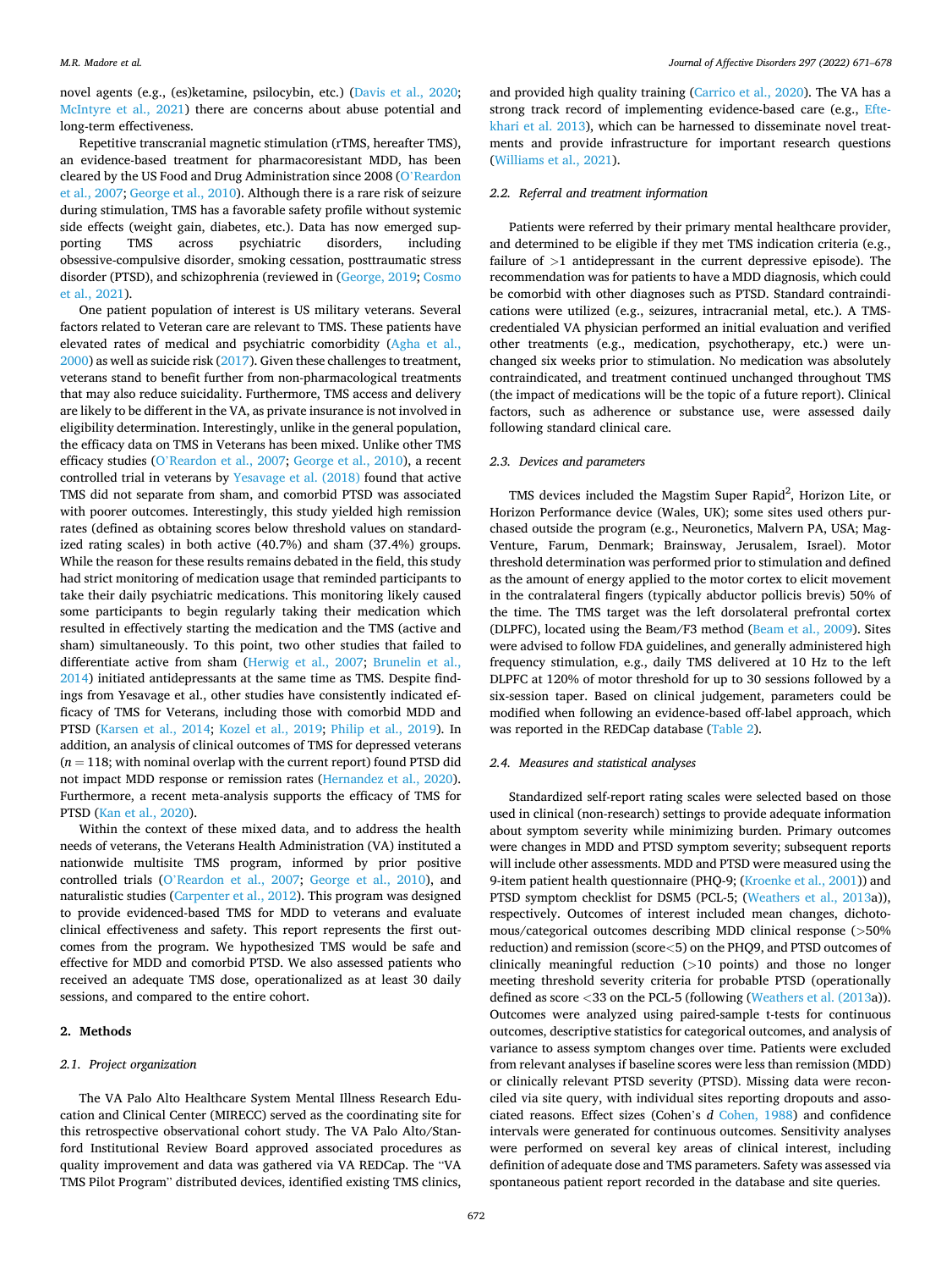novel agents (e.g., (es)ketamine, psilocybin, etc.) (Davis et al., 2020; McIntyre et al., 2021) there are concerns about abuse potential and long-term effectiveness.

Repetitive transcranial magnetic stimulation (rTMS, hereafter TMS), an evidence-based treatment for pharmacoresistant MDD, has been cleared by the US Food and Drug Administration since 2008 (O'Reardon et al., 2007; George et al., 2010). Although there is a rare risk of seizure during stimulation, TMS has a favorable safety profile without systemic side effects (weight gain, diabetes, etc.). Data has now emerged supporting TMS across psychiatric disorders, including obsessive-compulsive disorder, smoking cessation, posttraumatic stress disorder (PTSD), and schizophrenia (reviewed in (George, 2019; Cosmo et al., 2021).

One patient population of interest is US military veterans. Several factors related to Veteran care are relevant to TMS. These patients have elevated rates of medical and psychiatric comorbidity (Agha et al., 2000) as well as suicide risk (2017). Given these challenges to treatment, veterans stand to benefit further from non-pharmacological treatments that may also reduce suicidality. Furthermore, TMS access and delivery are likely to be different in the VA, as private insurance is not involved in eligibility determination. Interestingly, unlike in the general population, the efficacy data on TMS in Veterans has been mixed. Unlike other TMS efficacy studies (O'Reardon et al., 2007; George et al., 2010), a recent controlled trial in veterans by Yesavage et al. (2018) found that active TMS did not separate from sham, and comorbid PTSD was associated with poorer outcomes. Interestingly, this study yielded high remission rates (defined as obtaining scores below threshold values on standardized rating scales) in both active (40.7%) and sham (37.4%) groups. While the reason for these results remains debated in the field, this study had strict monitoring of medication usage that reminded participants to take their daily psychiatric medications. This monitoring likely caused some participants to begin regularly taking their medication which resulted in effectively starting the medication and the TMS (active and sham) simultaneously. To this point, two other studies that failed to differentiate active from sham (Herwig et al., 2007; Brunelin et al., 2014) initiated antidepressants at the same time as TMS. Despite findings from Yesavage et al., other studies have consistently indicated efficacy of TMS for Veterans, including those with comorbid MDD and PTSD (Karsen et al., 2014; Kozel et al., 2019; Philip et al., 2019). In addition, an analysis of clinical outcomes of TMS for depressed veterans ($n = 118$; with nominal overlap with the current report) found PTSD did not impact MDD response or remission rates (Hernandez et al., 2020). Furthermore, a recent meta-analysis supports the efficacy of TMS for PTSD (Kan et al., 2020).

Within the context of these mixed data, and to address the health needs of veterans, the Veterans Health Administration (VA) instituted a nationwide multisite TMS program, informed by prior positive controlled trials (O'Reardon et al., 2007; George et al., 2010), and naturalistic studies (Carpenter et al., 2012). This program was designed to provide evidenced-based TMS for MDD to veterans and evaluate clinical effectiveness and safety. This report represents the first outcomes from the program. We hypothesized TMS would be safe and effective for MDD and comorbid PTSD. We also assessed patients who received an adequate TMS dose, operationalized as at least 30 daily sessions, and compared to the entire cohort.

## 2. Methods

### 2.1. Project organization

The VA Palo Alto Healthcare System Mental Illness Research Education and Clinical Center (MIRECC) served as the coordinating site for this retrospective observational cohort study. The VA Palo Alto/Stanford Institutional Review Board approved associated procedures as quality improvement and data was gathered via VA REDCap. The "VA TMS Pilot Program" distributed devices, identified existing TMS clinics, and provided high quality training (Carrico et al., 2020). The VA has a strong track record of implementing evidence-based care (e.g., Eftekhari et al. 2013), which can be harnessed to disseminate novel treatments and provide infrastructure for important research questions (Williams et al., 2021).

### 2.2. Referral and treatment information

Patients were referred by their primary mental healthcare provider, and determined to be eligible if they met TMS indication criteria (e.g., failure of >1 antidepressant in the current depressive episode). The recommendation was for patients to have a MDD diagnosis, which could be comorbid with other diagnoses such as PTSD. Standard contraindications were utilized (e.g., seizures, intracranial metal, etc.). A TMS-credentialed VA physician performed an initial evaluation and verified other treatments (e.g., medication, psychotherapy, etc.) were unchanged six weeks prior to stimulation. No medication was absolutely contraindicated, and treatment continued unchanged throughout TMS (the impact of medications will be the topic of a future report). Clinical factors, such as adherence or substance use, were assessed daily following standard clinical care.

### 2.3. Devices and parameters

TMS devices included the Magstim Super Rapid[2], Horizon Lite, or Horizon Performance device (Wales, UK); some sites used others purchased outside the program (e.g., Neuronetics, Malvern PA, USA; MagVenture, Farum, Denmark; Brainsway, Jerusalem, Israel). Motor threshold determination was performed prior to stimulation and defined as the amount of energy applied to the motor cortex to elicit movement in the contralateral fingers (typically abductor pollicis brevis) 50% of the time. The TMS target was the left dorsolateral prefrontal cortex (DLPFC), located using the Beam/F3 method (Beam et al., 2009). Sites were advised to follow FDA guidelines, and generally administered high frequency stimulation, e.g., daily TMS delivered at 10 Hz to the left DLPFC at 120% of motor threshold for up to 30 sessions followed by a six-session taper. Based on clinical judgement, parameters could be modified when following an evidence-based off-label approach, which was reported in the REDCap database (Table 2).

### 2.4. Measures and statistical analyses

Standardized self-report rating scales were selected based on those used in clinical (non-research) settings to provide adequate information about symptom severity while minimizing burden. Primary outcomes were changes in MDD and PTSD symptom severity; subsequent reports will include other assessments. MDD and PTSD were measured using the 9-item patient health questionnaire (PHQ-9; (Kroenke et al., 2001)) and PTSD symptom checklist for DSM5 (PCL-5; (Weathers et al., 2013a)), respectively. Outcomes of interest included mean changes, dichotomous/categorical outcomes describing MDD clinical response (>50% reduction) and remission (score<5) on the PHQ9, and PTSD outcomes of clinically meaningful reduction (>10 points) and those no longer meeting threshold severity criteria for probable PTSD (operationally defined as score <33 on the PCL-5 (following (Weathers et al. (2013a)). Outcomes were analyzed using paired-sample t-tests for continuous outcomes, descriptive statistics for categorical outcomes, and analysis of variance to assess symptom changes over time. Patients were excluded from relevant analyses if baseline scores were less than remission (MDD) or clinically relevant PTSD severity (PTSD). Missing data were reconciled via site query, with individual sites reporting dropouts and associated reasons. Effect sizes (Cohen's *d* Cohen, 1988) and confidence intervals were generated for continuous outcomes. Sensitivity analyses were performed on several key areas of clinical interest, including definition of adequate dose and TMS parameters. Safety was assessed via spontaneous patient report recorded in the database and site queries.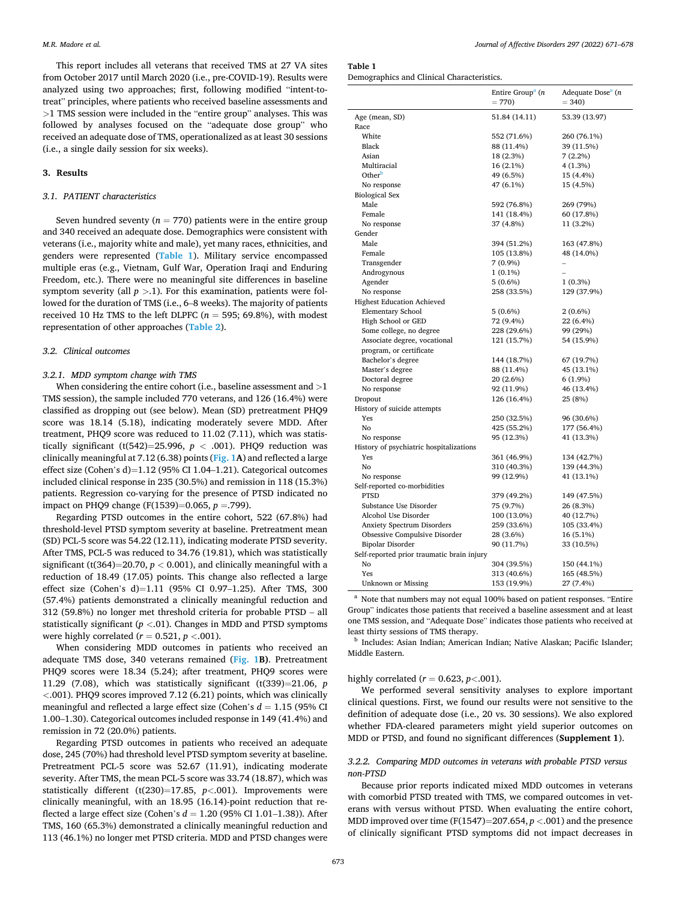This report includes all veterans that received TMS at 27 VA sites from October 2017 until March 2020 (i.e., pre-COVID-19). Results were analyzed using two approaches; first, following modified "intent-to-treat" principles, where patients who received baseline assessments and >1 TMS session were included in the "entire group" analyses. This was followed by analyses focused on the "adequate dose group" who received an adequate dose of TMS, operationalized as at least 30 sessions (i.e., a single daily session for six weeks).

## 3. Results

### 3.1. PATIENT characteristics

Seven hundred seventy ($n = 770$) patients were in the entire group and 340 received an adequate dose. Demographics were consistent with veterans (i.e., majority white and male), yet many races, ethnicities, and genders were represented (**Table 1**). Military service encompassed multiple eras (e.g., Vietnam, Gulf War, Operation Iraqi and Enduring Freedom, etc.). There were no meaningful site differences in baseline symptom severity (all $p > .1$). For this examination, patients were followed for the duration of TMS (i.e., 6–8 weeks). The majority of patients received 10 Hz TMS to the left DLPFC ($n = 595$; 69.8%), with modest representation of other approaches (**Table 2**).

### 3.2. Clinical outcomes

#### 3.2.1. MDD symptom change with TMS

When considering the entire cohort (i.e., baseline assessment and >1 TMS session), the sample included 770 veterans, and 126 (16.4%) were classified as dropping out (see below). Mean (SD) pretreatment PHQ9 score was 18.14 (5.18), indicating moderately severe MDD. After treatment, PHQ9 score was reduced to 11.02 (7.11), which was statistically significant ($t(542)=25.996$, $p < .001$). PHQ9 reduction was clinically meaningful at 7.12 (6.38) points (**Fig. 1A**) and reflected a large effect size (Cohen's d)=1.12 (95% CI 1.04–1.21). Categorical outcomes included clinical response in 235 (30.5%) and remission in 118 (15.3%) patients. Regression co-varying for the presence of PTSD indicated no impact on PHQ9 change ($F(1539)=0.065$, $p = .799$).

Regarding PTSD outcomes in the entire cohort, 522 (67.8%) had threshold-level PTSD symptom severity at baseline. Pretreatment mean (SD) PCL-5 score was 54.22 (12.11), indicating moderate PTSD severity. After TMS, PCL-5 was reduced to 34.76 (19.81), which was statistically significant ($t(364)=20.70$, $p < 0.001$), and clinically meaningful with a reduction of 18.49 (17.05) points. This change also reflected a large effect size (Cohen's d)=1.11 (95% CI 0.97–1.25). After TMS, 300 (57.4%) patients demonstrated a clinically meaningful reduction and 312 (59.8%) no longer met threshold criteria for probable PTSD – all statistically significant ($p < .01$). Changes in MDD and PTSD symptoms were highly correlated ($r = 0.521$, $p < .001$).

When considering MDD outcomes in patients who received an adequate TMS dose, 340 veterans remained (**Fig. 1B**). Pretreatment PHQ9 scores were 18.34 (5.24); after treatment, PHQ9 scores were 11.29 (7.08), which was statistically significant ($t(339)=21.06$, $p < .001$). PHQ9 scores improved 7.12 (6.21) points, which was clinically meaningful and reflected a large effect size (Cohen's $d = 1.15$ (95% CI 1.00–1.30). Categorical outcomes included response in 149 (41.4%) and remission in 72 (20.0%) patients.

Regarding PTSD outcomes in patients who received an adequate dose, 245 (70%) had threshold level PTSD symptom severity at baseline. Pretreatment PCL-5 score was 52.67 (11.91), indicating moderate severity. After TMS, the mean PCL-5 score was 33.74 (18.87), which was statistically different ($t(230)=17.85$, $p<.001$). Improvements were clinically meaningful, with an 18.95 (16.14)-point reduction that reflected a large effect size (Cohen's $d = 1.20$ (95% CI 1.01–1.38)). After TMS, 160 (65.3%) demonstrated a clinically meaningful reduction and 113 (46.1%) no longer met PTSD criteria. MDD and PTSD changes were highly correlated ($r = 0.623$, $p<.001$).

We performed several sensitivity analyses to explore important clinical questions. First, we found our results were not sensitive to the definition of adequate dose (i.e., 20 vs. 30 sessions). We also explored whether FDA-cleared parameters might yield superior outcomes on MDD or PTSD, and found no significant differences (**Supplement 1**).

#### 3.2.2. Comparing MDD outcomes in veterans with probable PTSD versus non-PTSD

Because prior reports indicated mixed MDD outcomes in veterans with comorbid PTSD treated with TMS, we compared outcomes in veterans with versus without PTSD. When evaluating the entire cohort, MDD improved over time ($F(1547)=207.654$, $p < .001$) and the presence of clinically significant PTSD symptoms did not impact decreases in

**Table 1**
Demographics and Clinical Characteristics.

| | Entire Group[a] ($n = 770$) | Adequate Dose[a] ($n = 340$) |
|---|---|---|
| Age (mean, SD) | 51.84 (14.11) | 53.39 (13.97) |
| Race | | |
| White | 552 (71.6%) | 260 (76.1%) |
| Black | 88 (11.4%) | 39 (11.5%) |
| Asian | 18 (2.3%) | 7 (2.2%) |
| Multiracial | 16 (2.1%) | 4 (1.3%) |
| Other[b] | 49 (6.5%) | 15 (4.4%) |
| No response | 47 (6.1%) | 15 (4.5%) |
| Biological Sex | | |
| Male | 592 (76.8%) | 269 (79%) |
| Female | 141 (18.4%) | 60 (17.8%) |
| No response | 37 (4.8%) | 11 (3.2%) |
| Gender | | |
| Male | 394 (51.2%) | 163 (47.8%) |
| Female | 105 (13.8%) | 48 (14.0%) |
| Transgender | 7 (0.9%) | – |
| Androgynous | 1 (0.1%) | – |
| Agender | 5 (0.6%) | 1 (0.3%) |
| No response | 258 (33.5%) | 129 (37.9%) |
| Highest Education Achieved | | |
| Elementary School | 5 (0.6%) | 2 (0.6%) |
| High School or GED | 72 (9.4%) | 22 (6.4%) |
| Some college, no degree | 228 (29.6%) | 99 (29%) |
| Associate degree, vocational program, or certificate | 121 (15.7%) | 54 (15.9%) |
| Bachelor's degree | 144 (18.7%) | 67 (19.7%) |
| Master's degree | 88 (11.4%) | 45 (13.1%) |
| Doctoral degree | 20 (2.6%) | 6 (1.9%) |
| No response | 92 (11.9%) | 46 (13.4%) |
| Dropout | 126 (16.4%) | 25 (8%) |
| History of suicide attempts | | |
| Yes | 250 (32.5%) | 96 (30.6%) |
| No | 425 (55.2%) | 177 (56.4%) |
| No response | 95 (12.3%) | 41 (13.3%) |
| History of psychiatric hospitalizations | | |
| Yes | 361 (46.9%) | 134 (42.7%) |
| No | 310 (40.3%) | 139 (44.3%) |
| No response | 99 (12.9%) | 41 (13.1%) |
| Self-reported co-morbidities | | |
| PTSD | 379 (49.2%) | 149 (47.5%) |
| Substance Use Disorder | 75 (9.7%) | 26 (8.3%) |
| Alcohol Use Disorder | 100 (13.0%) | 40 (12.7%) |
| Anxiety Spectrum Disorders | 259 (33.6%) | 105 (33.4%) |
| Obsessive Compulsive Disorder | 28 (3.6%) | 16 (5.1%) |
| Bipolar Disorder | 90 (11.7%) | 33 (10.5%) |
| Self-reported prior traumatic brain injury | | |
| No | 304 (39.5%) | 150 (44.1%) |
| Yes | 313 (40.6%) | 165 (48.5%) |
| Unknown or Missing | 153 (19.9%) | 27 (7.4%) |

[a] Note that numbers may not equal 100% based on patient responses. "Entire Group" indicates those patients that received a baseline assessment and at least one TMS session, and "Adequate Dose" indicates those patients who received at least thirty sessions of TMS therapy.

[b] Includes: Asian Indian; American Indian; Native Alaskan; Pacific Islander; Middle Eastern.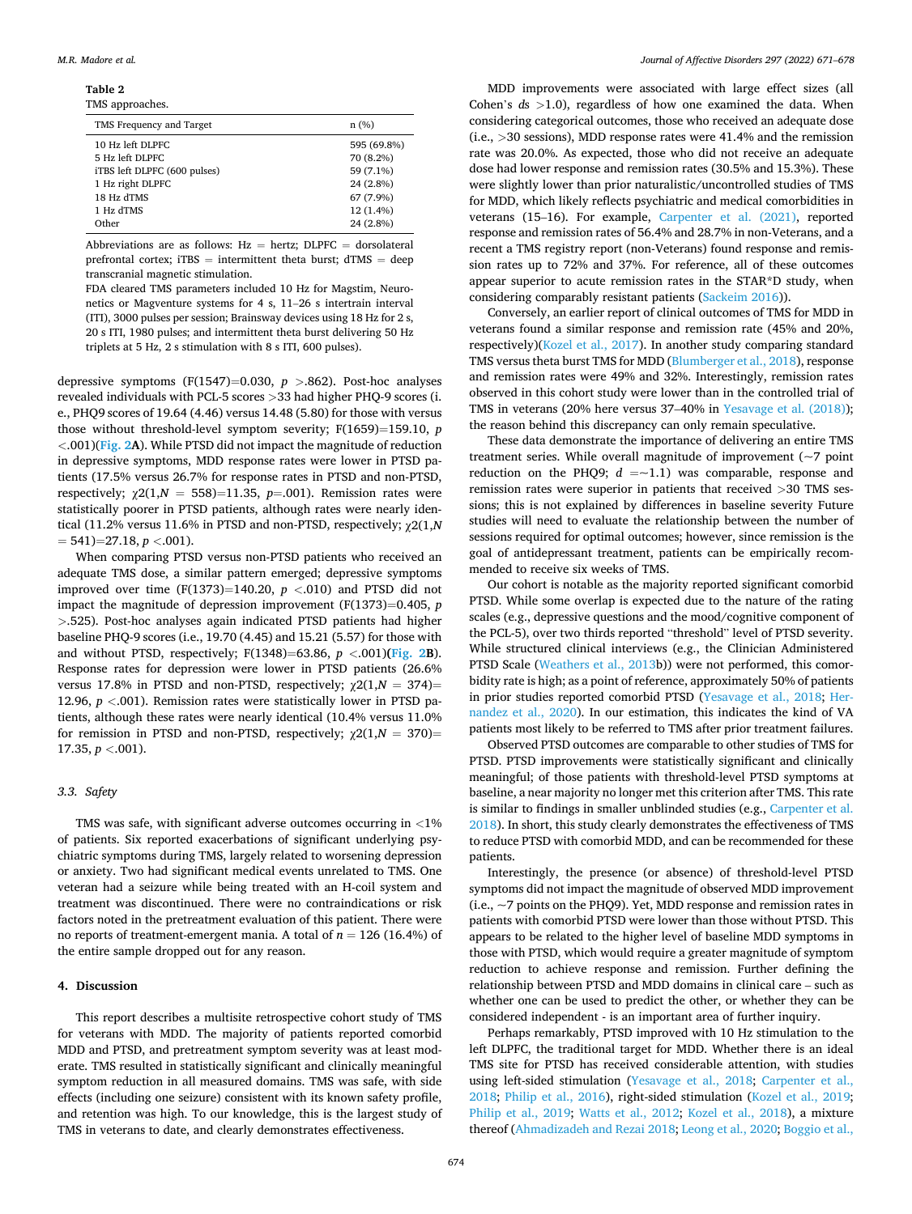**Table 2**
TMS approaches.

| TMS Frequency and Target | n (%) |
|---|---|
| 10 Hz left DLPFC | 595 (69.8%) |
| 5 Hz left DLPFC | 70 (8.2%) |
| iTBS left DLPFC (600 pulses) | 59 (7.1%) |
| 1 Hz right DLPFC | 24 (2.8%) |
| 18 Hz dTMS | 67 (7.9%) |
| 1 Hz dTMS | 12 (1.4%) |
| Other | 24 (2.8%) |

Abbreviations are as follows: Hz = hertz; DLPFC = dorsolateral prefrontal cortex; iTBS = intermittent theta burst; dTMS = deep transcranial magnetic stimulation.
FDA cleared TMS parameters included 10 Hz for Magstim, Neuronetics or Magventure systems for 4 s, 11–26 s intertrain interval (ITI), 3000 pulses per session; Brainsway devices using 18 Hz for 2 s, 20 s ITI, 1980 pulses; and intermittent theta burst delivering 50 Hz triplets at 5 Hz, 2 s stimulation with 8 s ITI, 600 pulses).

depressive symptoms ($F(1547)=0.030$, $p > .862$). Post-hoc analyses revealed individuals with PCL-5 scores >33 had higher PHQ-9 scores (i.e., PHQ9 scores of 19.64 (4.46) versus 14.48 (5.80) for those with versus those without threshold-level symptom severity; $F(1659)=159.10$, $p < .001$)(Fig. 2A). While PTSD did not impact the magnitude of reduction in depressive symptoms, MDD response rates were lower in PTSD patients (17.5% versus 26.7% for response rates in PTSD and non-PTSD, respectively; $\chi2(1,N = 558)=11.35$, $p=.001$). Remission rates were statistically poorer in PTSD patients, although rates were nearly identical (11.2% versus 11.6% in PTSD and non-PTSD, respectively; $\chi2(1,N = 541)=27.18$, $p < .001$).

When comparing PTSD versus non-PTSD patients who received an adequate TMS dose, a similar pattern emerged; depressive symptoms improved over time ($F(1373)=140.20$, $p < .010$) and PTSD did not impact the magnitude of depression improvement ($F(1373)=0.405$, $p > .525$). Post-hoc analyses again indicated PTSD patients had higher baseline PHQ-9 scores (i.e., 19.70 (4.45) and 15.21 (5.57) for those with and without PTSD, respectively; $F(1348)=63.86$, $p < .001$)(Fig. 2B). Response rates for depression were lower in PTSD patients (26.6% versus 17.8% in PTSD and non-PTSD, respectively; $\chi2(1,N = 374)= 12.96$, $p < .001$). Remission rates were statistically lower in PTSD patients, although these rates were nearly identical (10.4% versus 11.0% for remission in PTSD and non-PTSD, respectively; $\chi2(1,N = 370)= 17.35$, $p < .001$).

### 3.3. Safety

TMS was safe, with significant adverse outcomes occurring in <1% of patients. Six reported exacerbations of significant underlying psychiatric symptoms during TMS, largely related to worsening depression or anxiety. Two had significant medical events unrelated to TMS. One veteran had a seizure while being treated with an H-coil system and treatment was discontinued. There were no contraindications or risk factors noted in the pretreatment evaluation of this patient. There were no reports of treatment-emergent mania. A total of $n = 126$ (16.4%) of the entire sample dropped out for any reason.

## 4. Discussion

This report describes a multisite retrospective cohort study of TMS for veterans with MDD. The majority of patients reported comorbid MDD and PTSD, and pretreatment symptom severity was at least moderate. TMS resulted in statistically significant and clinically meaningful symptom reduction in all measured domains. TMS was safe, with side effects (including one seizure) consistent with its known safety profile, and retention was high. To our knowledge, this is the largest study of TMS in veterans to date, and clearly demonstrates effectiveness.

MDD improvements were associated with large effect sizes (all Cohen's $ds > 1.0$), regardless of how one examined the data. When considering categorical outcomes, those who received an adequate dose (i.e., >30 sessions), MDD response rates were 41.4% and the remission rate was 20.0%. As expected, those who did not receive an adequate dose had lower response and remission rates (30.5% and 15.3%). These were slightly lower than prior naturalistic/uncontrolled studies of TMS for MDD, which likely reflects psychiatric and medical comorbidities in veterans (15–16). For example, Carpenter et al. (2021), reported response and remission rates of 56.4% and 28.7% in non-Veterans, and a recent a TMS registry report (non-Veterans) found response and remission rates up to 72% and 37%. For reference, all of these outcomes appear superior to acute remission rates in the STAR*D study, when considering comparably resistant patients (Sackeim 2016)).

Conversely, an earlier report of clinical outcomes of TMS for MDD in veterans found a similar response and remission rate (45% and 20%, respectively)(Kozel et al., 2017). In another study comparing standard TMS versus theta burst TMS for MDD (Blumberger et al., 2018), response and remission rates were 49% and 32%. Interestingly, remission rates observed in this cohort study were lower than in the controlled trial of TMS in veterans (20% here versus 37–40% in Yesavage et al. (2018)); the reason behind this discrepancy can only remain speculative.

These data demonstrate the importance of delivering an entire TMS treatment series. While overall magnitude of improvement (~7 point reduction on the PHQ9; $d = \sim 1.1$) was comparable, response and remission rates were superior in patients that received >30 TMS sessions; this is not explained by differences in baseline severity Future studies will need to evaluate the relationship between the number of sessions required for optimal outcomes; however, since remission is the goal of antidepressant treatment, patients can be empirically recommended to receive six weeks of TMS.

Our cohort is notable as the majority reported significant comorbid PTSD. While some overlap is expected due to the nature of the rating scales (e.g., depressive questions and the mood/cognitive component of the PCL-5), over two thirds reported "threshold" level of PTSD severity. While structured clinical interviews (e.g., the Clinician Administered PTSD Scale (Weathers et al., 2013b)) were not performed, this comorbidity rate is high; as a point of reference, approximately 50% of patients in prior studies reported comorbid PTSD (Yesavage et al., 2018; Hernandez et al., 2020). In our estimation, this indicates the kind of VA patients most likely to be referred to TMS after prior treatment failures.

Observed PTSD outcomes are comparable to other studies of TMS for PTSD. PTSD improvements were statistically significant and clinically meaningful; of those patients with threshold-level PTSD symptoms at baseline, a near majority no longer met this criterion after TMS. This rate is similar to findings in smaller unblinded studies (e.g., Carpenter et al. 2018). In short, this study clearly demonstrates the effectiveness of TMS to reduce PTSD with comorbid MDD, and can be recommended for these patients.

Interestingly, the presence (or absence) of threshold-level PTSD symptoms did not impact the magnitude of observed MDD improvement (i.e., ~7 points on the PHQ9). Yet, MDD response and remission rates in patients with comorbid PTSD were lower than those without PTSD. This appears to be related to the higher level of baseline MDD symptoms in those with PTSD, which would require a greater magnitude of symptom reduction to achieve response and remission. Further defining the relationship between PTSD and MDD domains in clinical care – such as whether one can be used to predict the other, or whether they can be considered independent - is an important area of further inquiry.

Perhaps remarkably, PTSD improved with 10 Hz stimulation to the left DLPFC, the traditional target for MDD. Whether there is an ideal TMS site for PTSD has received considerable attention, with studies using left-sided stimulation (Yesavage et al., 2018; Carpenter et al., 2018; Philip et al., 2016), right-sided stimulation (Kozel et al., 2019; Philip et al., 2019; Watts et al., 2012; Kozel et al., 2018), a mixture thereof (Ahmadizadeh and Rezai 2018; Leong et al., 2020; Boggio et al.,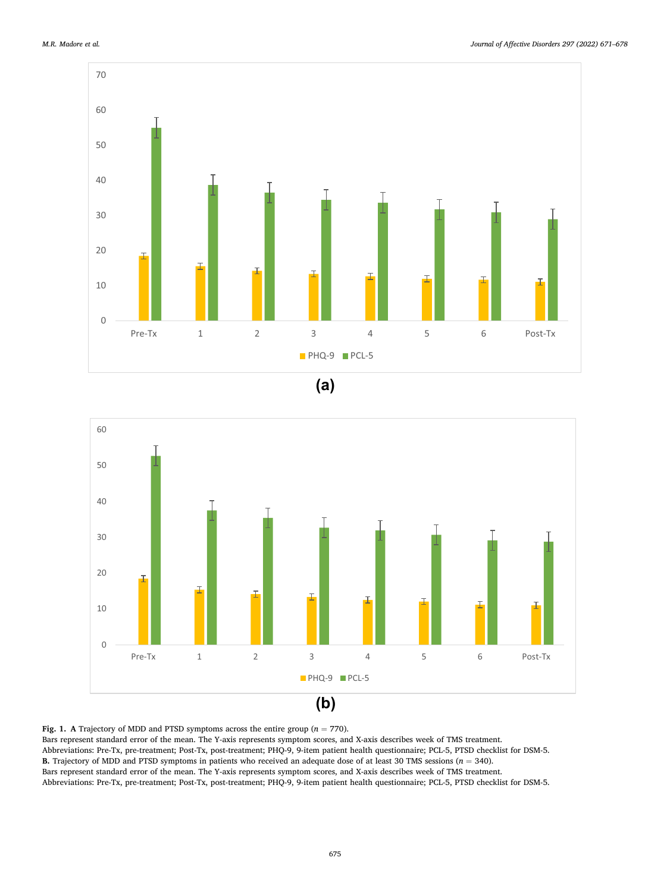(a)

(b)

**Fig. 1. A** Trajectory of MDD and PTSD symptoms across the entire group ($n$ = 770).
Bars represent standard error of the mean. The Y-axis represents symptom scores, and X-axis describes week of TMS treatment.
Abbreviations: Pre-Tx, pre-treatment; Post-Tx, post-treatment; PHQ-9, 9-item patient health questionnaire; PCL-5, PTSD checklist for DSM-5.
**B.** Trajectory of MDD and PTSD symptoms in patients who received an adequate dose of at least 30 TMS sessions ($n$ = 340).
Bars represent standard error of the mean. The Y-axis represents symptom scores, and X-axis describes week of TMS treatment.
Abbreviations: Pre-Tx, pre-treatment; Post-Tx, post-treatment; PHQ-9, 9-item patient health questionnaire; PCL-5, PTSD checklist for DSM-5.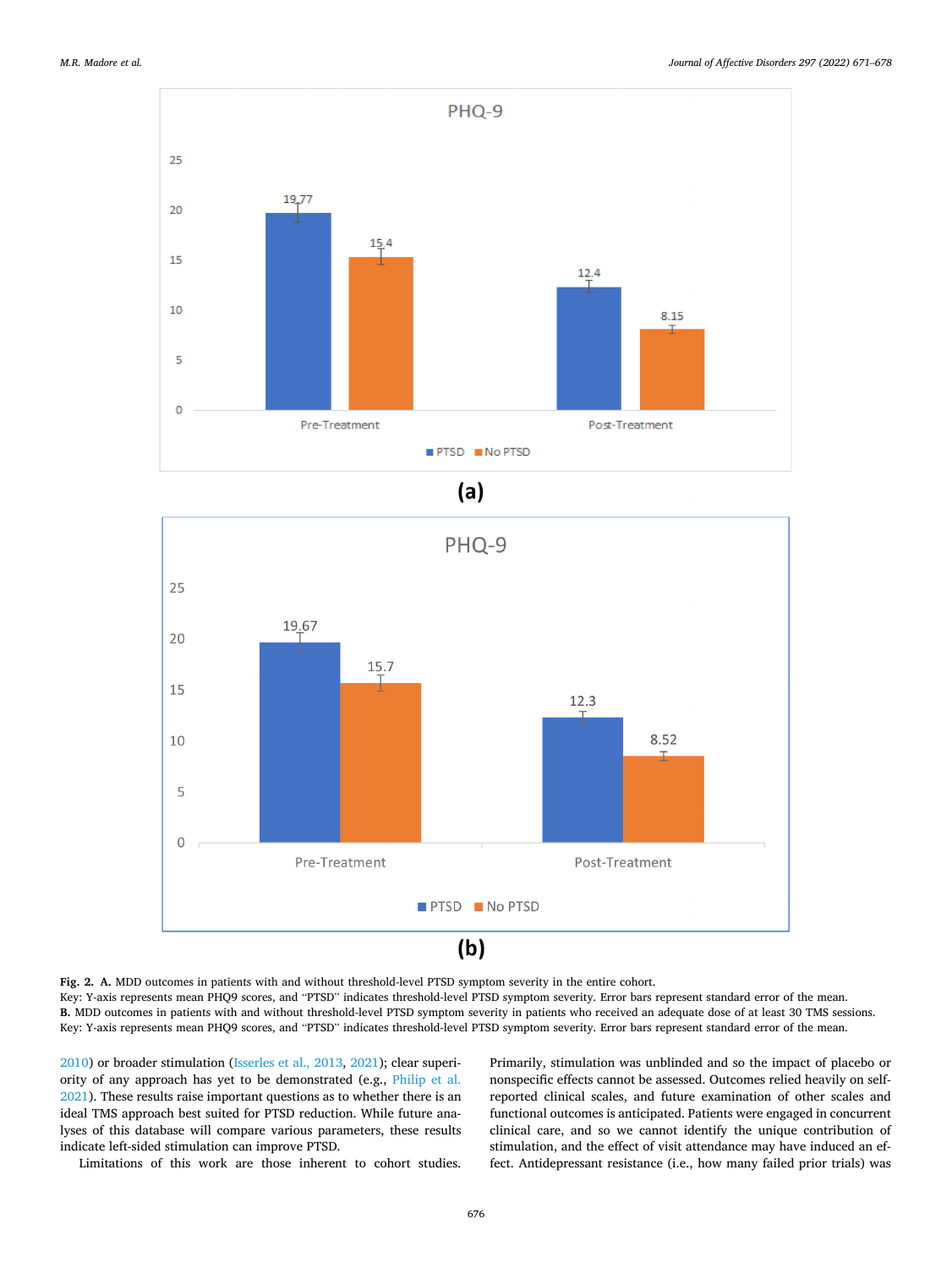**Fig. 2. A.** MDD outcomes in patients with and without threshold-level PTSD symptom severity in the entire cohort.
Key: Y-axis represents mean PHQ9 scores, and "PTSD" indicates threshold-level PTSD symptom severity. Error bars represent standard error of the mean.
**B.** MDD outcomes in patients with and without threshold-level PTSD symptom severity in patients who received an adequate dose of at least 30 TMS sessions.
Key: Y-axis represents mean PHQ9 scores, and "PTSD" indicates threshold-level PTSD symptom severity. Error bars represent standard error of the mean.

2010) or broader stimulation (Isserles et al., 2013, 2021); clear superiority of any approach has yet to be demonstrated (e.g., Philip et al. 2021). These results raise important questions as to whether there is an ideal TMS approach best suited for PTSD reduction. While future analyses of this database will compare various parameters, these results indicate left-sided stimulation can improve PTSD.

Limitations of this work are those inherent to cohort studies. Primarily, stimulation was unblinded and so the impact of placebo or nonspecific effects cannot be assessed. Outcomes relied heavily on self-reported clinical scales, and future examination of other scales and functional outcomes is anticipated. Patients were engaged in concurrent clinical care, and so we cannot identify the unique contribution of stimulation, and the effect of visit attendance may have induced an effect. Antidepressant resistance (i.e., how many failed prior trials) was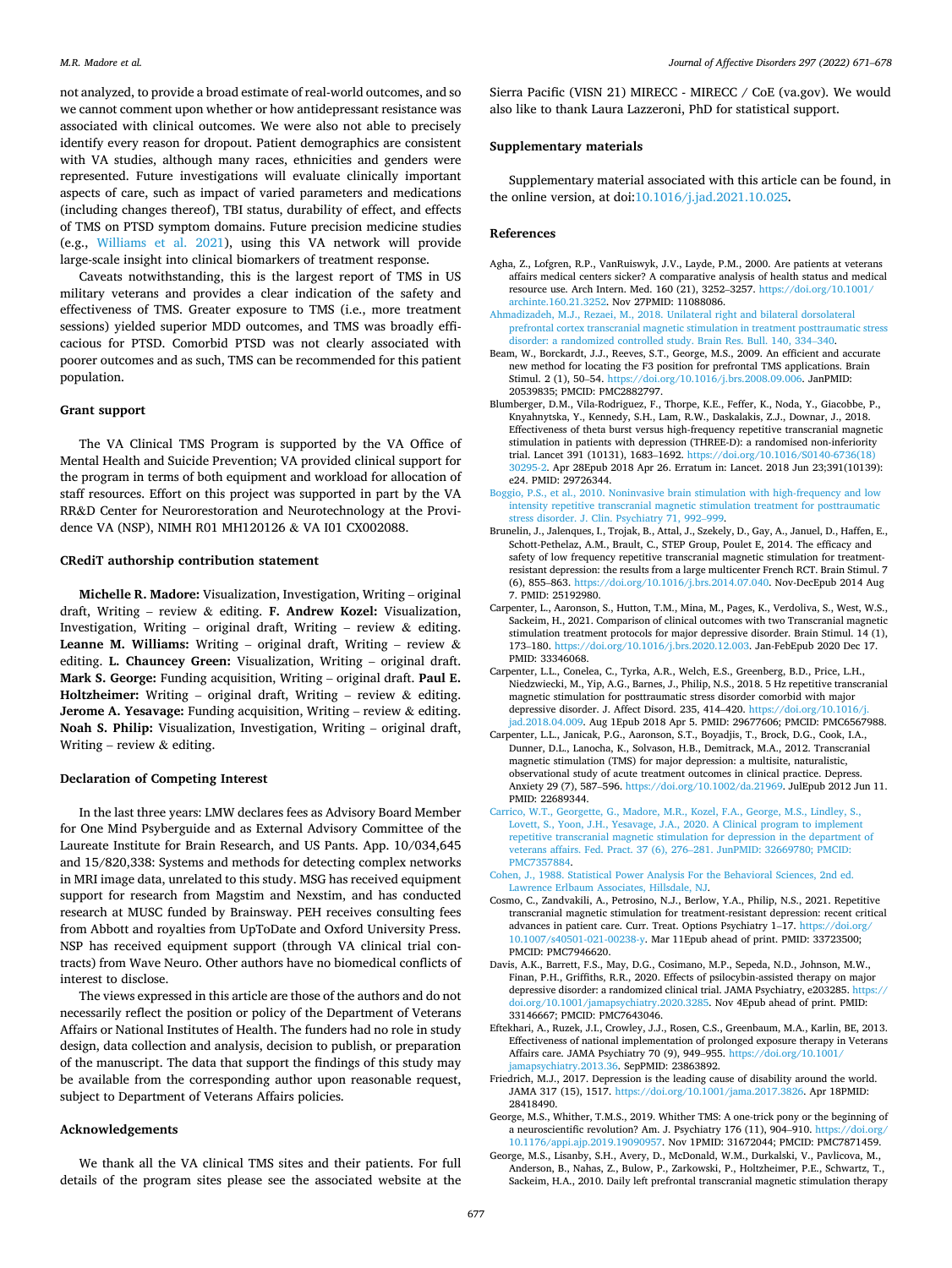not analyzed, to provide a broad estimate of real-world outcomes, and so we cannot comment upon whether or how antidepressant resistance was associated with clinical outcomes. We were also not able to precisely identify every reason for dropout. Patient demographics are consistent with VA studies, although many races, ethnicities and genders were represented. Future investigations will evaluate clinically important aspects of care, such as impact of varied parameters and medications (including changes thereof), TBI status, durability of effect, and effects of TMS on PTSD symptom domains. Future precision medicine studies (e.g., Williams et al. 2021), using this VA network will provide large-scale insight into clinical biomarkers of treatment response.

Caveats notwithstanding, this is the largest report of TMS in US military veterans and provides a clear indication of the safety and effectiveness of TMS. Greater exposure to TMS (i.e., more treatment sessions) yielded superior MDD outcomes, and TMS was broadly efficacious for PTSD. Comorbid PTSD was not clearly associated with poorer outcomes and as such, TMS can be recommended for this patient population.

## Grant support

The VA Clinical TMS Program is supported by the VA Office of Mental Health and Suicide Prevention; VA provided clinical support for the program in terms of both equipment and workload for allocation of staff resources. Effort on this project was supported in part by the VA RR&D Center for Neurorestoration and Neurotechnology at the Providence VA (NSP), NIMH R01 MH120126 & VA I01 CX002088.

## CRediT authorship contribution statement

**Michelle R. Madore:** Visualization, Investigation, Writing – original draft, Writing – review & editing. **F. Andrew Kozel:** Visualization, Investigation, Writing – original draft, Writing – review & editing. **Leanne M. Williams:** Writing – original draft, Writing – review & editing. **L. Chauncey Green:** Visualization, Writing – original draft. **Mark S. George:** Funding acquisition, Writing – original draft. **Paul E. Holtzheimer:** Writing – original draft, Writing – review & editing. **Jerome A. Yesavage:** Funding acquisition, Writing – review & editing. **Noah S. Philip:** Visualization, Investigation, Writing – original draft, Writing – review & editing.

## Declaration of Competing Interest

In the last three years: LMW declares fees as Advisory Board Member for One Mind Psyberguide and as External Advisory Committee of the Laureate Institute for Brain Research, and US Pants. App. 10/034,645 and 15/820,338: Systems and methods for detecting complex networks in MRI image data, unrelated to this study. MSG has received equipment support for research from Magstim and Nexstim, and has conducted research at MUSC funded by Brainsway. PEH receives consulting fees from Abbott and royalties from UpToDate and Oxford University Press. NSP has received equipment support (through VA clinical trial contracts) from Wave Neuro. Other authors have no biomedical conflicts of interest to disclose.

The views expressed in this article are those of the authors and do not necessarily reflect the position or policy of the Department of Veterans Affairs or National Institutes of Health. The funders had no role in study design, data collection and analysis, decision to publish, or preparation of the manuscript. The data that support the findings of this study may be available from the corresponding author upon reasonable request, subject to Department of Veterans Affairs policies.

## Acknowledgements

We thank all the VA clinical TMS sites and their patients. For full details of the program sites please see the associated website at the Sierra Pacific (VISN 21) MIRECC - MIRECC / CoE (va.gov). We would also like to thank Laura Lazzeroni, PhD for statistical support.

## Supplementary materials

Supplementary material associated with this article can be found, in the online version, at doi:10.1016/j.jad.2021.10.025.

## References

Agha, Z., Lofgren, R.P., VanRuiswyk, J.V., Layde, P.M., 2000. Are patients at veterans affairs medical centers sicker? A comparative analysis of health status and medical resource use. Arch Intern. Med. 160 (21), 3252–3257. https://doi.org/10.1001/archinte.160.21.3252. Nov 27PMID: 11088086.

Ahmadizadeh, M.J., Rezaei, M., 2018. Unilateral right and bilateral dorsolateral prefrontal cortex transcranial magnetic stimulation in treatment posttraumatic stress disorder: a randomized controlled study. Brain Res. Bull. 140, 334–340.

Beam, W., Borckardt, J.J., Reeves, S.T., George, M.S., 2009. An efficient and accurate new method for locating the F3 position for prefrontal TMS applications. Brain Stimul. 2 (1), 50–54. https://doi.org/10.1016/j.brs.2008.09.006. JanPMID: 20539835; PMCID: PMC2882797.

Blumberger, D.M., Vila-Rodriguez, F., Thorpe, K.E., Feffer, K., Noda, Y., Giacobbe, P., Knyahnytska, Y., Kennedy, S.H., Lam, R.W., Daskalakis, Z.J., Downar, J., 2018. Effectiveness of theta burst versus high-frequency repetitive transcranial magnetic stimulation in patients with depression (THREE-D): a randomised non-inferiority trial. Lancet 391 (10131), 1683–1692. https://doi.org/10.1016/S0140-6736(18)30295-2. Apr 28Epub 2018 Apr 26. Erratum in: Lancet. 2018 Jun 23;391(10139): e24. PMID: 29726344.

Boggio, P.S., et al., 2010. Noninvasive brain stimulation with high-frequency and low intensity repetitive transcranial magnetic stimulation treatment for posttraumatic stress disorder. J. Clin. Psychiatry 71, 992–999.

Brunelin, J., Jalenques, I., Trojak, B., Attal, J., Szekely, D., Gay, A., Januel, D., Haffen, E., Schott-Pethelaz, A.M., Brault, C., STEP Group, Poulet E, 2014. The efficacy and safety of low frequency repetitive transcranial magnetic stimulation for treatment-resistant depression: the results from a large multicenter French RCT. Brain Stimul. 7 (6), 855–863. https://doi.org/10.1016/j.brs.2014.07.040. Nov-DecEpub 2014 Aug 7. PMID: 25192980.

Carpenter, L., Aaronson, S., Hutton, T.M., Mina, M., Pages, K., Verdoliva, S., West, W.S., Sackeim, H., 2021. Comparison of clinical outcomes with two Transcranial magnetic stimulation treatment protocols for major depressive disorder. Brain Stimul. 14 (1), 173–180. https://doi.org/10.1016/j.brs.2020.12.003. Jan-FebEpub 2020 Dec 17. PMID: 33346068.

Carpenter, L.L., Conelea, C., Tyrka, A.R., Welch, E.S., Greenberg, B.D., Price, L.H., Niedzwiecki, M., Yip, A.G., Barnes, J., Philip, N.S., 2018. 5 Hz repetitive transcranial magnetic stimulation for posttraumatic stress disorder comorbid with major depressive disorder. J. Affect Disord. 235, 414–420. https://doi.org/10.1016/j.jad.2018.04.009. Aug 1Epub 2018 Apr 5. PMID: 29677606; PMCID: PMC6567988.

Carpenter, L.L., Janicak, P.G., Aaronson, S.T., Boyadjis, T., Brock, D.G., Cook, I.A., Dunner, D.L., Lanocha, K., Solvason, H.B., Demitrack, M.A., 2012. Transcranial magnetic stimulation (TMS) for major depression: a multisite, naturalistic, observational study of acute treatment outcomes in clinical practice. Depress. Anxiety 29 (7), 587–596. https://doi.org/10.1002/da.21969. JulEpub 2012 Jun 11. PMID: 22689344.

Carrico, W.T., Georgette, G., Madore, M.R., Kozel, F.A., George, M.S., Lindley, S., Lovett, S., Yoon, J.H., Yesavage, J.A., 2020. A Clinical program to implement repetitive transcranial magnetic stimulation for depression in the department of veterans affairs. Fed. Pract. 37 (6), 276–281. JunPMID: 32669780; PMCID: PMC7357884.

Cohen, J., 1988. Statistical Power Analysis For the Behavioral Sciences, 2nd ed. Lawrence Erlbaum Associates, Hillsdale, NJ.

Cosmo, C., Zandvakili, A., Petrosino, N.J., Berlow, Y.A., Philip, N.S., 2021. Repetitive transcranial magnetic stimulation for treatment-resistant depression: recent critical advances in patient care. Curr. Treat. Options Psychiatry 1–17. https://doi.org/10.1007/s40501-021-00238-y. Mar 11Epub ahead of print. PMID: 33723500; PMCID: PMC7946620.

Davis, A.K., Barrett, F.S., May, D.G., Cosimano, M.P., Sepeda, N.D., Johnson, M.W., Finan, P.H., Griffiths, R.R., 2020. Effects of psilocybin-assisted therapy on major depressive disorder: a randomized clinical trial. JAMA Psychiatry, e203285. https://doi.org/10.1001/jamapsychiatry.2020.3285. Nov 4Epub ahead of print. PMID: 33146667; PMCID: PMC7643046.

Eftekhari, A., Ruzek, J.I., Crowley, J.J., Rosen, C.S., Greenbaum, M.A., Karlin, BE, 2013. Effectiveness of national implementation of prolonged exposure therapy in Veterans Affairs care. JAMA Psychiatry 70 (9), 949–955. https://doi.org/10.1001/jamapsychiatry.2013.36. SepPMID: 23863892.

Friedrich, M.J., 2017. Depression is the leading cause of disability around the world. JAMA 317 (15), 1517. https://doi.org/10.1001/jama.2017.3826. Apr 18PMID: 28418490.

George, M.S., Whither, T.M.S., 2019. Whither TMS: A one-trick pony or the beginning of a neuroscientific revolution? Am. J. Psychiatry 176 (11), 904–910. https://doi.org/10.1176/appi.ajp.2019.19090957. Nov 1PMID: 31672044; PMCID: PMC7871459.

George, M.S., Lisanby, S.H., Avery, D., McDonald, W.M., Durkalski, V., Pavlicova, M., Anderson, B., Nahas, Z., Bulow, P., Zarkowski, P., Holtzheimer, P.E., Schwartz, T., Sackeim, H.A., 2010. Daily left prefrontal transcranial magnetic stimulation therapy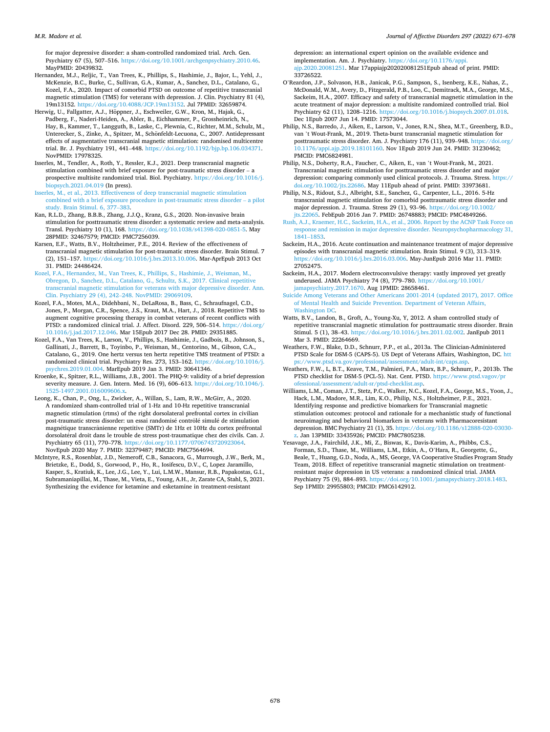for major depressive disorder: a sham-controlled randomized trial. Arch. Gen. Psychiatry 67 (5), 507–516. https://doi.org/10.1001/archgenpsychiatry.2010.46. MayPMID: 20439832.

Hernandez, M.J., Reljic, T., Van Trees, K., Phillips, S., Hashimie, J., Bajor, L., Yehl, J., McKenzie, B.C., Burke, C., Sullivan, G.A., Kumar, A., Sanchez, D.L., Catalano, G., Kozel, F.A., 2020. Impact of comorbid PTSD on outcome of repetitive transcranial magnetic stimulation (TMS) for veterans with depression. J. Clin. Psychiatry 81 (4), 19m13152. https://doi.org/10.4088/JCP.19m13152. Jul 7PMID: 32659874.

Herwig, U., Fallgatter, A.J., Höppner, J., Eschweiler, G.W., Kron, M., Hajak, G., Padberg, F., Naderi-Heiden, A., Abler, B., Eichhammer, P., Grossheinrich, N., Hay, B., Kammer, T., Langguth, B., Laske, C., Plewnia, C., Richter, M.M., Schulz, M., Unterecker, S., Zinke, A., Spitzer, M., Schönfeldt-Lecuona, C., 2007. Antidepressant effects of augmentative transcranial magnetic stimulation: randomised multicentre trial. Br. J. Psychiatry 191, 441–448. https://doi.org/10.1192/bjp.bp.106.034371. NovPMID: 17978325.

Isserles, M., Tendler, A., Roth, Y., Ressler, K.J., 2021. Deep transcranial magnetic stimulation combined with brief exposure for post-traumatic stress disorder – a prospective multisite randomized trial. Biol. Psychiatry. https://doi.org/10.1016/j.biopsych.2021.04.019 (In press).

Isserles, M., et al., 2013. Effectiveness of deep transcranial magnetic stimulation combined with a brief exposure procedure in post-traumatic stress disorder – a pilot study. Brain Stimul. 6, 377–383.

Kan, R.L.D., Zhang, B.B.B., Zhang, J.J.Q., Kranz, G.S., 2020. Non-invasive brain stimulation for posttraumatic stress disorder: a systematic review and meta-analysis. Transl. Psychiatry 10 (1), 168. https://doi.org/10.1038/s41398-020-0851-5. May 28PMID: 32467579; PMCID: PMC7256039.

Karsen, E.F., Watts, B.V., Holtzheimer, P.E., 2014. Review of the effectiveness of transcranial magnetic stimulation for post-traumatic stress disorder. Brain Stimul. 7 (2), 151–157. https://doi.org/10.1016/j.brs.2013.10.006. Mar-AprEpub 2013 Oct 31. PMID: 24486424.

Kozel, F.A., Hernandez, M., Van Trees, K., Phillips, S., Hashimie, J., Weisman, M., Obregon, D., Sanchez, D.L., Catalano, G., Schultz, S.K., 2017. Clinical repetitive transcranial magnetic stimulation for veterans with major depressive disorder. Ann. Clin. Psychiatry 29 (4), 242–248. NovPMID: 29069109.

Kozel, F.A., Motes, M.A., Didehbani, N., DeLaRosa, B., Bass, C., Schraufnagel, C.D., Jones, P., Morgan, C.R., Spence, J.S., Kraut, M.A., Hart, J., 2018. Repetitive TMS to augment cognitive processing therapy in combat veterans of recent conflicts with PTSD: a randomized clinical trial. J. Affect. Disord. 229, 506–514. https://doi.org/10.1016/j.jad.2017.12.046. Mar 15Epub 2017 Dec 28. PMID: 29351885.

Kozel, F.A., Van Trees, K., Larson, V., Phillips, S., Hashimie, J., Gadbois, B., Johnson, S., Gallinati, J., Barrett, B., Toyinbo, P., Weisman, M., Centorino, M., Gibson, C.A., Catalano, G., 2019. One hertz versus ten hertz repetitive TMS treatment of PTSD: a randomized clinical trial. Psychiatry Res. 273, 153–162. https://doi.org/10.1016/j.psychres.2019.01.004. MarEpub 2019 Jan 3. PMID: 30641346.

Kroenke, K., Spitzer, R.L., Williams, J.B., 2001. The PHQ-9: validity of a brief depression severity measure. J. Gen. Intern. Med. 16 (9), 606–613. https://doi.org/10.1046/j.1525-1497.2001.016009606.x.

Leong, K., Chan, P., Ong, L., Zwicker, A., Willan, S., Lam, R.W., McGirr, A., 2020. A randomized sham-controlled trial of 1-Hz and 10-Hz repetitive transcranial magnetic stimulation (rtms) of the right dorsolateral prefrontal cortex in civilian post-traumatic stress disorder: un essai randomisé contrôlé simulé de stimulation magnétique transcrânienne repetitive (SMTr) de 1Hz et 10Hz du cortex préfrontal dorsolatéral droit dans le trouble de stress post-traumatique chez des civils. Can. J. Psychiatry 65 (11), 770–778. https://doi.org/10.1177/0706743720923064. NovEpub 2020 May 7. PMID: 32379487; PMCID: PMC7564694.

McIntyre, R.S., Rosenblat, J.D., Nemeroff, C.B., Sanacora, G., Murrough, J.W., Berk, M., Brietzke, E., Dodd, S., Gorwood, P., Ho, R., Iosifescu, D.V., C, Lopez Jaramillo, Kasper, S., Kratiuk, K., Lee, J.G., Lee, Y., Lui, L.M.W., Mansur, R.B., Papakostas, G.I., Subramaniapillai, M., Thase, M., Vieta, E., Young, A.H., Jr, Zarate CA, Stahl, S, 2021. Synthesizing the evidence for ketamine and esketamine in treatment-resistant depression: an international expert opinion on the available evidence and implementation. Am. J. Psychiatry. https://doi.org/10.1176/appi.ajp.2020.20081251. Mar 17appiajp202020081251Epub ahead of print. PMID: 33726522.

O'Reardon, J.P., Solvason, H.B., Janicak, P.G., Sampson, S., Isenberg, K.E., Nahas, Z., McDonald, W.M., Avery, D., Fitzgerald, P.B., Loo, C., Demitrack, M.A., George, M.S., Sackeim, H.A., 2007. Efficacy and safety of transcranial magnetic stimulation in the acute treatment of major depression: a multisite randomized controlled trial. Biol Psychiatry 62 (11), 1208–1216. https://doi.org/10.1016/j.biopsych.2007.01.018. Dec 1Epub 2007 Jun 14. PMID: 17573044.

Philip, N.S., Barredo, J., Aiken, E., Larson, V., Jones, R.N., Shea, M.T., Greenberg, B.D., van 't Wout-Frank, M., 2019. Theta-burst transcranial magnetic stimulation for posttraumatic stress disorder. Am. J. Psychiatry 176 (11), 939–948. https://doi.org/10.1176/appi.ajp.2019.18101160. Nov 1Epub 2019 Jun 24. PMID: 31230462; PMCID: PMC6824981.

Philip, N.S., Doherty, R.A., Faucher, C., Aiken, E., van 't Wout-Frank, M., 2021. Transcranial magnetic stimulation for posttraumatic stress disorder and major depression: comparing commonly used clinical protocols. J. Trauma. Stress. https://doi.org/10.1002/jts.22686. May 11Epub ahead of print. PMID: 33973681.

Philip, N.S., Ridout, S.J., Albright, S.E., Sanchez, G., Carpenter, L.L., 2016. 5-Hz transcranial magnetic stimulation for comorbid posttraumatic stress disorder and major depression. J. Trauma. Stress 29 (1), 93–96. https://doi.org/10.1002/jts.22065. FebEpub 2016 Jan 7. PMID: 26748883; PMCID: PMC4849266.

Rush, A.J., Kraemer, H.C., Sackeim, H.A., et al., 2006. Report by the ACNP Task Force on response and remission in major depressive disorder. Neuropsychopharmacology 31, 1841–1853.

Sackeim, H.A., 2016. Acute continuation and maintenance treatment of major depressive episodes with transcranial magnetic stimulation. Brain Stimul. 9 (3), 313–319. https://doi.org/10.1016/j.brs.2016.03.006. May-JunEpub 2016 Mar 11. PMID: 27052475.

Sackeim, H.A., 2017. Modern electroconvulsive therapy: vastly improved yet greatly underused. JAMA Psychiatry 74 (8), 779–780. https://doi.org/10.1001/jamapsychiatry.2017.1670. Aug 1PMID: 28658461.

Suicide Among Veterans and Other Americans 2001-2014 (updated 2017), 2017. Office of Mental Health and Suicide Prevention. Department of Veteran Affairs, Washington DC.

Watts, B.V., Landon, B., Groft, A., Young-Xu, Y, 2012. A sham controlled study of repetitive transcranial magnetic stimulation for posttraumatic stress disorder. Brain Stimul. 5 (1), 38–43. https://doi.org/10.1016/j.brs.2011.02.002. JanEpub 2011 Mar 3. PMID: 22264669.

Weathers, F.W., Blake, D.D., Schnurr, P.P., et al., 2013a. The Clinician-Administered PTSD Scale for DSM-5 (CAPS-5). US Dept of Veterans Affairs, Washington, DC. https://www.ptsd.va.gov/professional/assessment/adult-int/caps.asp.

Weathers, F.W., L, B.T., Keave, T.M., Palmieri, P.A., Marx, B.P., Schnurr, P., 2013b. The PTSD checklist for DSM-5 (PCL-5). Nat. Cent. PTSD. https://www.ptsd.vagov/professional/assessment/adult-sr/ptsd-checklist.asp.

Williams, L.M., Coman, J.T., Stetz, P.C., Walker, N.C., Kozel, F.A., George, M.S., Yoon, J., Hack, L.M., Madore, M.R., Lim, K.O., Philip, N.S., Holtzheimer, P.E., 2021. Identifying response and predictive biomarkers for Transcranial magnetic stimulation outcomes: protocol and rationale for a mechanistic study of functional neuroimaging and behavioral biomarkers in veterans with Pharmacoresistant depression. BMC Psychiatry 21 (1), 35. https://doi.org/10.1186/s12888-020-03030-z. Jan 13PMID: 33435926; PMCID: PMC7805238.

Yesavage, J.A., Fairchild, J.K., Mi, Z., Biswas, K., Davis-Karim, A., Phibbs, C.S., Forman, S.D., Thase, M., Williams, L.M., Etkin, A., O'Hara, R., Georgette, G., Beale, T., Huang, G.D., Noda, A., MS, George, VA Cooperative Studies Program Study Team, 2018. Effect of repetitive transcranial magnetic stimulation on treatment-resistant major depression in US veterans: a randomized clinical trial. JAMA Psychiatry 75 (9), 884–893. https://doi.org/10.1001/jamapsychiatry.2018.1483. Sep 1PMID: 29955803; PMCID: PMC6142912.